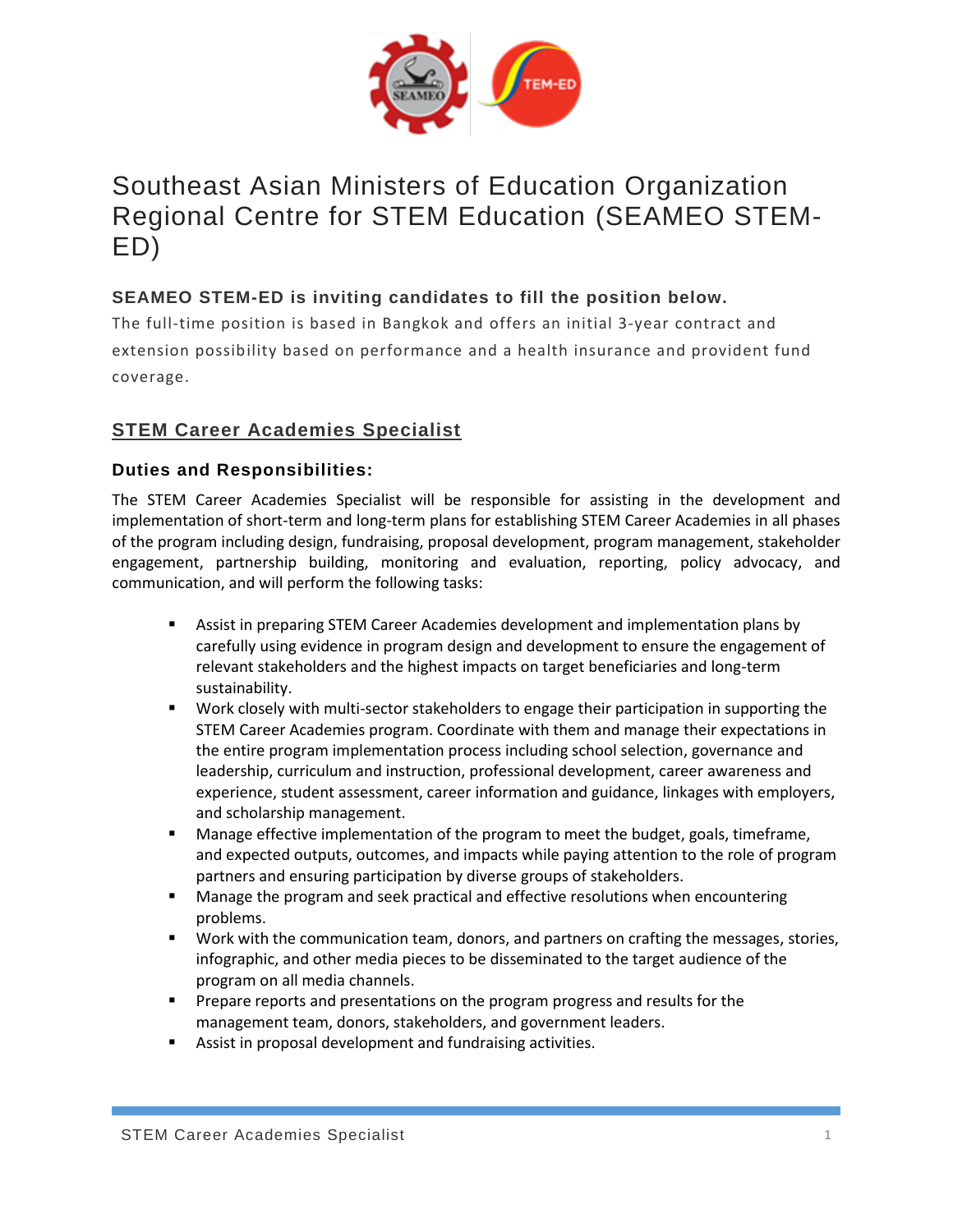# Southeast Asian Ministers of Education Organization Regional Centre for STEM Education (SEAMEO STEM-ED)

### SEAMEO STEM-ED is inviting candidates to fill the position below.

The full-time position is based in Bangkok and offers an initial 3-year contract and extension possibility based on performance and a health insurance and provident fund coverage.

## STEM Career Academies Specialist

### Duties and Responsibilities:

The STEM Career Academies Specialist will be responsible for assisting in the development and implementation of short-term and long-term plans for establishing STEM Career Academies in all phases of the program including design, fundraising, proposal development, program management, stakeholder engagement, partnership building, monitoring and evaluation, reporting, policy advocacy, and communication, and will perform the following tasks:

- Assist in preparing STEM Career Academies development and implementation plans by carefully using evidence in program design and development to ensure the engagement of relevant stakeholders and the highest impacts on target beneficiaries and long-term sustainability.
- Work closely with multi-sector stakeholders to engage their participation in supporting the STEM Career Academies program. Coordinate with them and manage their expectations in the entire program implementation process including school selection, governance and leadership, curriculum and instruction, professional development, career awareness and experience, student assessment, career information and guidance, linkages with employers, and scholarship management.
- Manage effective implementation of the program to meet the budget, goals, timeframe, and expected outputs, outcomes, and impacts while paying attention to the role of program partners and ensuring participation by diverse groups of stakeholders.
- Manage the program and seek practical and effective resolutions when encountering problems.
- Work with the communication team, donors, and partners on crafting the messages, stories, infographic, and other media pieces to be disseminated to the target audience of the program on all media channels.
- Prepare reports and presentations on the program progress and results for the management team, donors, stakeholders, and government leaders.
- Assist in proposal development and fundraising activities.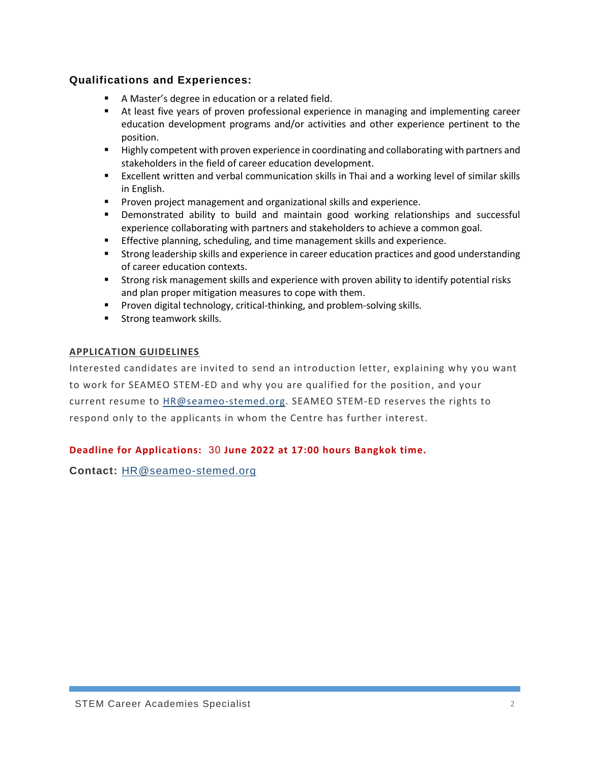### Qualifications and Experiences:

- A Master's degree in education or a related field.
- At least five years of proven professional experience in managing and implementing career education development programs and/or activities and other experience pertinent to the position.
- Highly competent with proven experience in coordinating and collaborating with partners and stakeholders in the field of career education development.
- Excellent written and verbal communication skills in Thai and a working level of similar skills in English.
- Proven project management and organizational skills and experience.
- Demonstrated ability to build and maintain good working relationships and successful experience collaborating with partners and stakeholders to achieve a common goal.
- Effective planning, scheduling, and time management skills and experience.
- Strong leadership skills and experience in career education practices and good understanding of career education contexts.
- Strong risk management skills and experience with proven ability to identify potential risks and plan proper mitigation measures to cope with them.
- Proven digital technology, critical-thinking, and problem-solving skills.
- Strong teamwork skills.

### APPLICATION GUIDELINES

Interested candidates are invited to send an introduction letter, explaining why you want to work for SEAMEO STEM-ED and why you are qualified for the position, and your current resume to HR@seameo-stemed.org. SEAMEO STEM-ED reserves the rights to respond only to the applicants in whom the Centre has further interest.

**Deadline for Applications: 30 June 2022 at 17:00 hours Bangkok time.**

**Contact:** HR@seameo-stemed.org